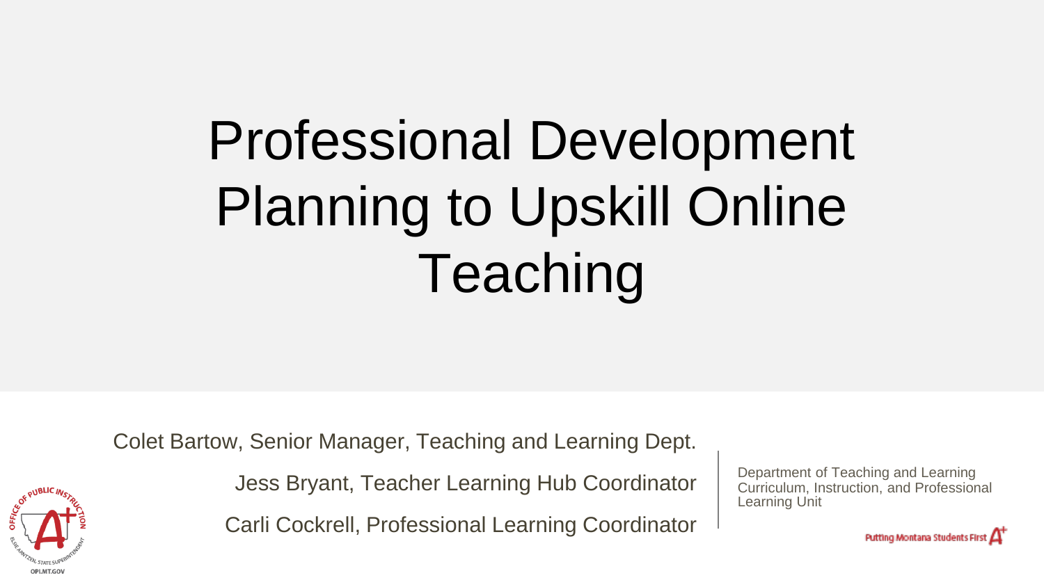# Professional Development Planning to Upskill Online Teaching

Colet Bartow, Senior Manager, Teaching and Learning Dept.

Jess Bryant, Teacher Learning Hub Coordinator

Carli Cockrell, Professional Learning Coordinator

Department of Teaching and Learning
Curriculum, Instruction, and Professional Learning Unit

Putting Montana Students First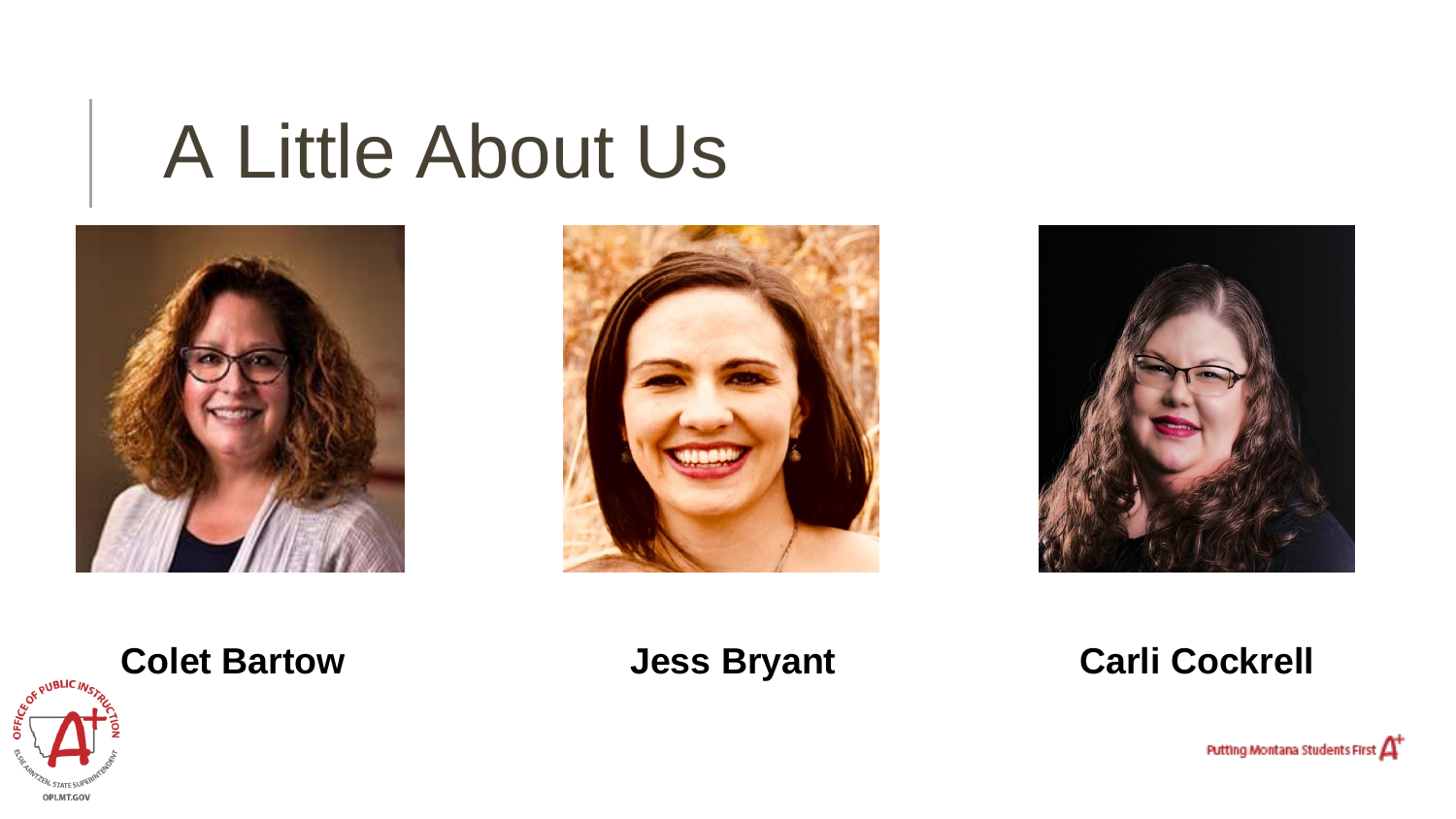# A Little About Us

**Colet Bartow**

**Jess Bryant**

**Carli Cockrell**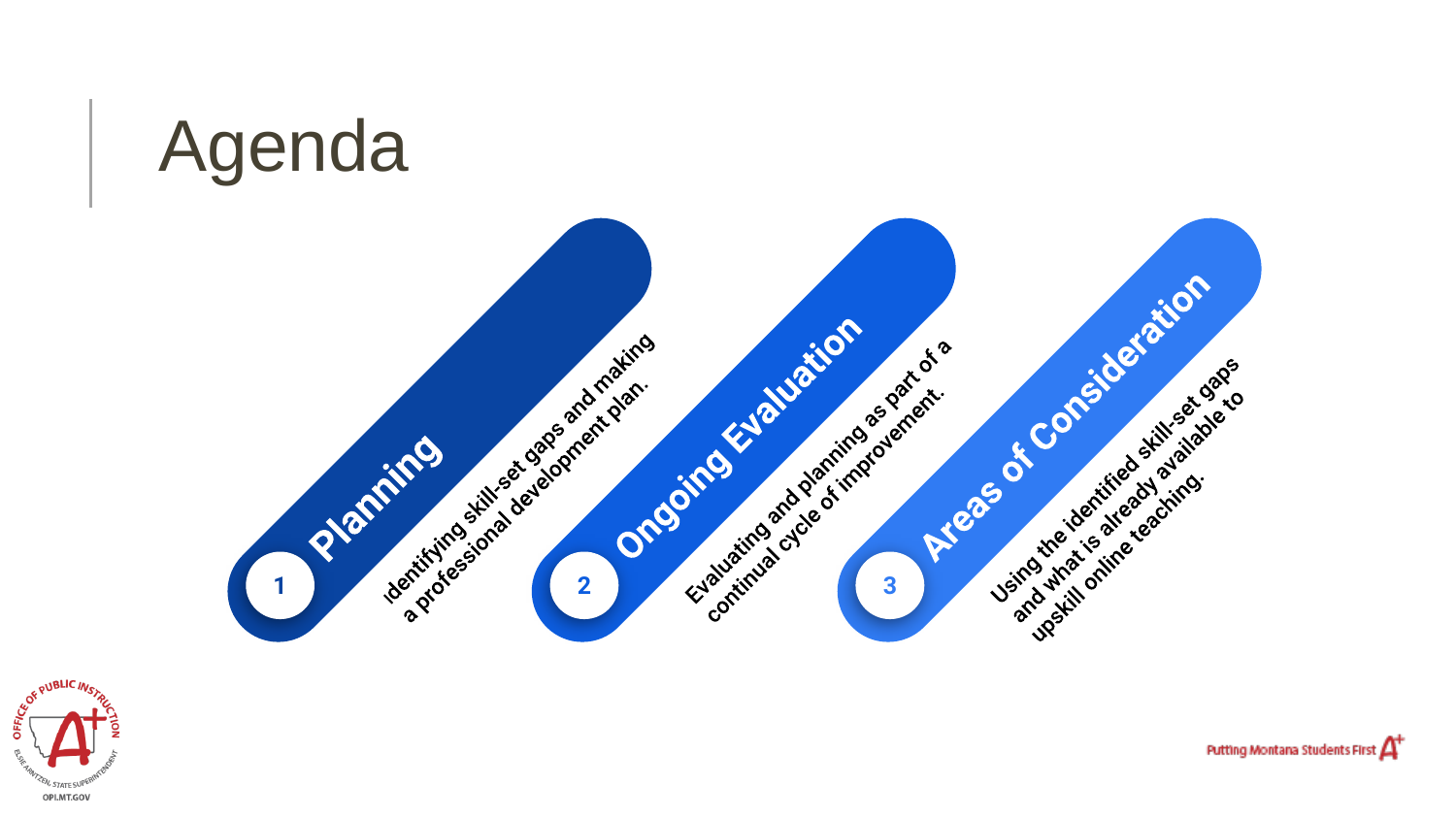# Agenda

1. **Planning**
   Identifying skill-set gaps and making a professional development plan.

2. **Ongoing Evaluation**
   Evaluating and planning as part of a continual cycle of improvement.

3. **Areas of Consideration**
   Using the identified skill-set gaps and what is already available to upskill online teaching.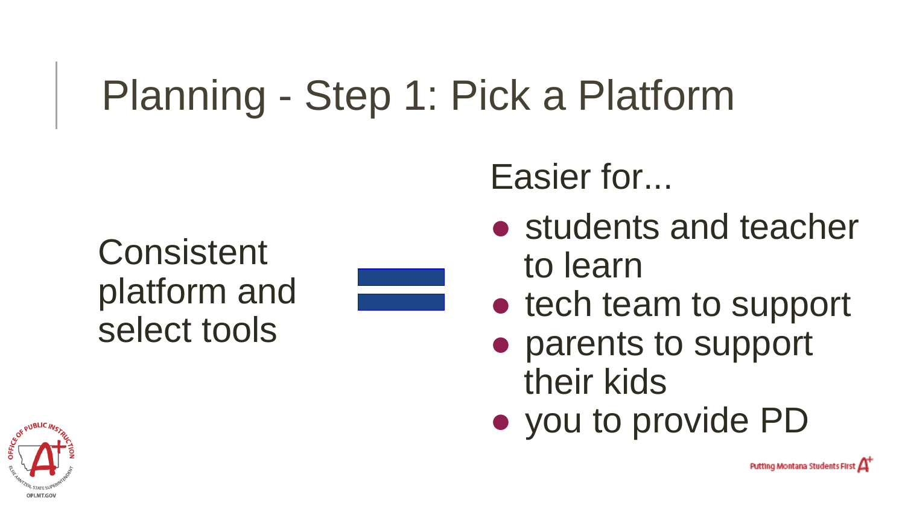# Planning - Step 1: Pick a Platform

Consistent platform and select tools = 

Easier for...

- students and teacher to learn
- tech team to support
- parents to support their kids
- you to provide PD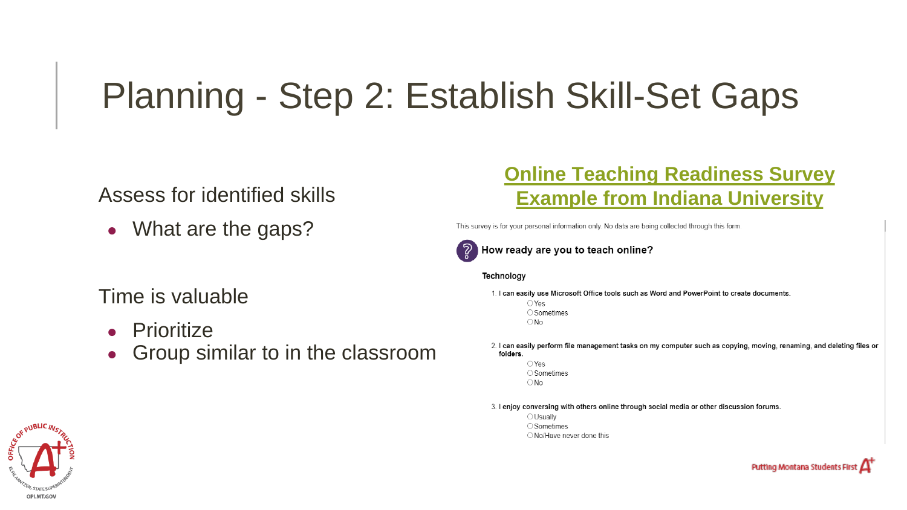# Planning - Step 2: Establish Skill-Set Gaps

Assess for identified skills

- What are the gaps?

Time is valuable

- Prioritize
- Group similar to in the classroom

**Online Teaching Readiness Survey Example from Indiana University**

This survey is for your personal information only. No data are being collected through this form.

**How ready are you to teach online?**

**Technology**

1. **I can easily use Microsoft Office tools such as Word and PowerPoint to create documents.**
   - ○ Yes
   - ○ Sometimes
   - ○ No

2. **I can easily perform file management tasks on my computer such as copying, moving, renaming, and deleting files or folders.**
   - ○ Yes
   - ○ Sometimes
   - ○ No

3. **I enjoy conversing with others online through social media or other discussion forums.**
   - ○ Usually
   - ○ Sometimes
   - ○ No/Have never done this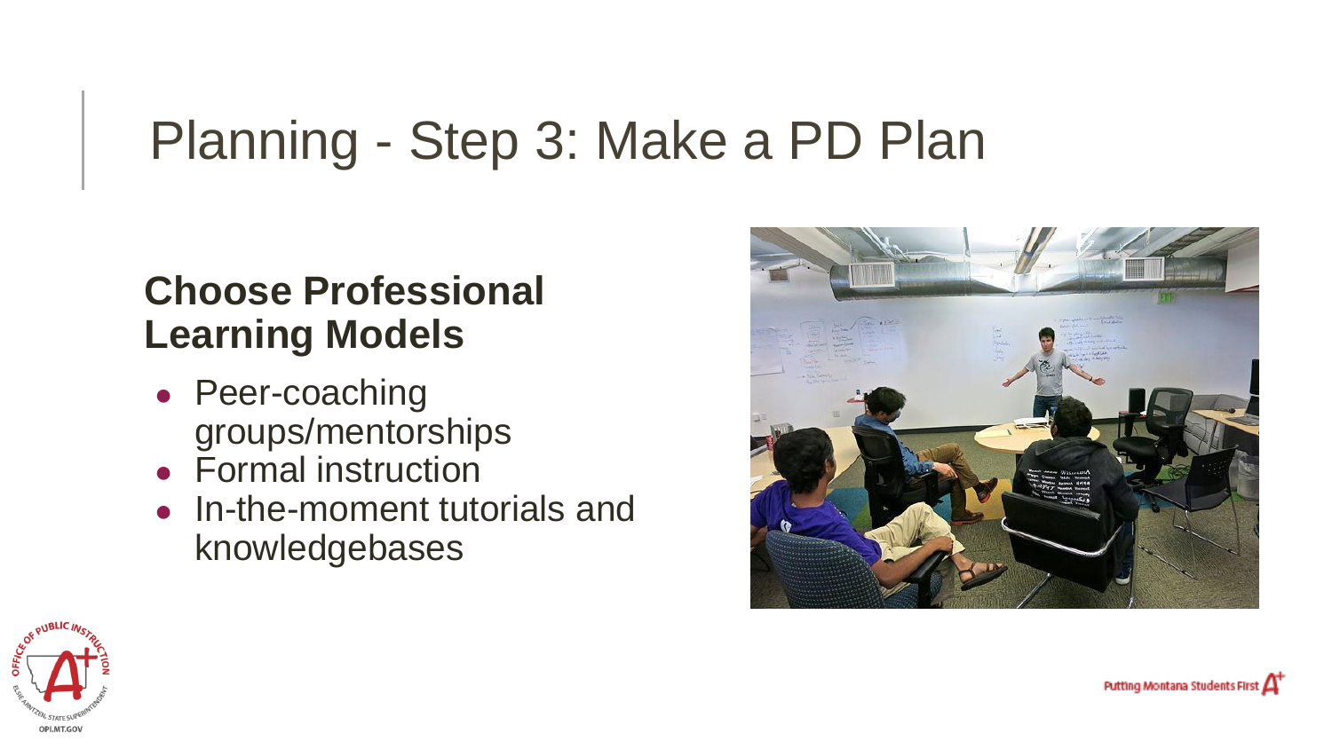# Planning - Step 3: Make a PD Plan

## Choose Professional Learning Models

- Peer-coaching groups/mentorships
- Formal instruction
- In-the-moment tutorials and knowledgebases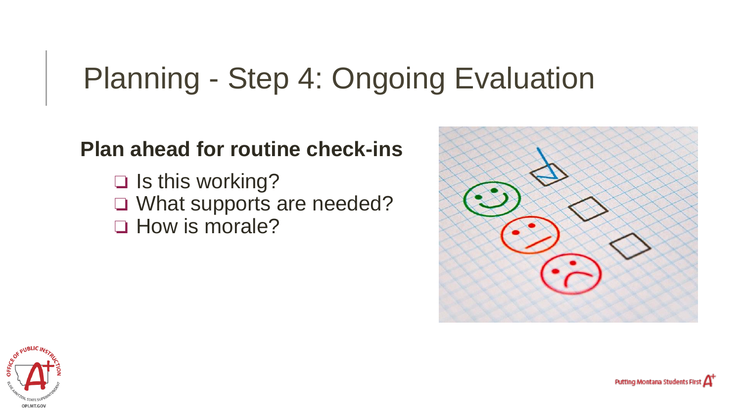# Planning - Step 4: Ongoing Evaluation

**Plan ahead for routine check-ins**

- ❑ Is this working?
- ❑ What supports are needed?
- ❑ How is morale?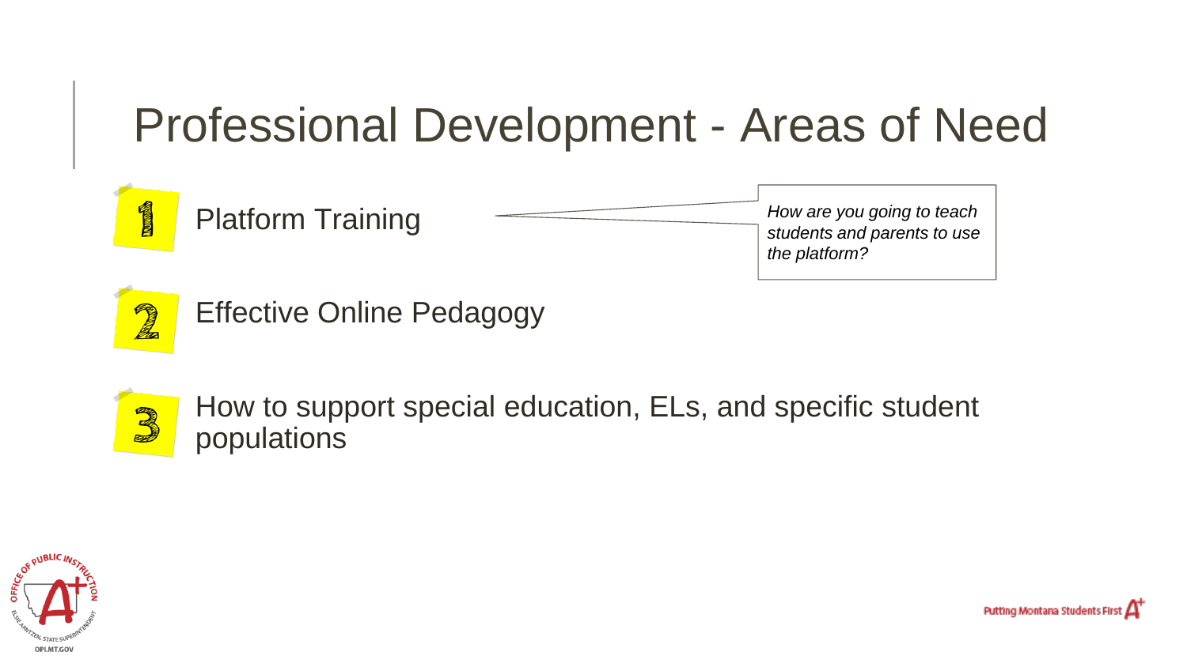# Professional Development - Areas of Need

1. Platform Training

   *How are you going to teach students and parents to use the platform?*

2. Effective Online Pedagogy

3. How to support special education, ELs, and specific student populations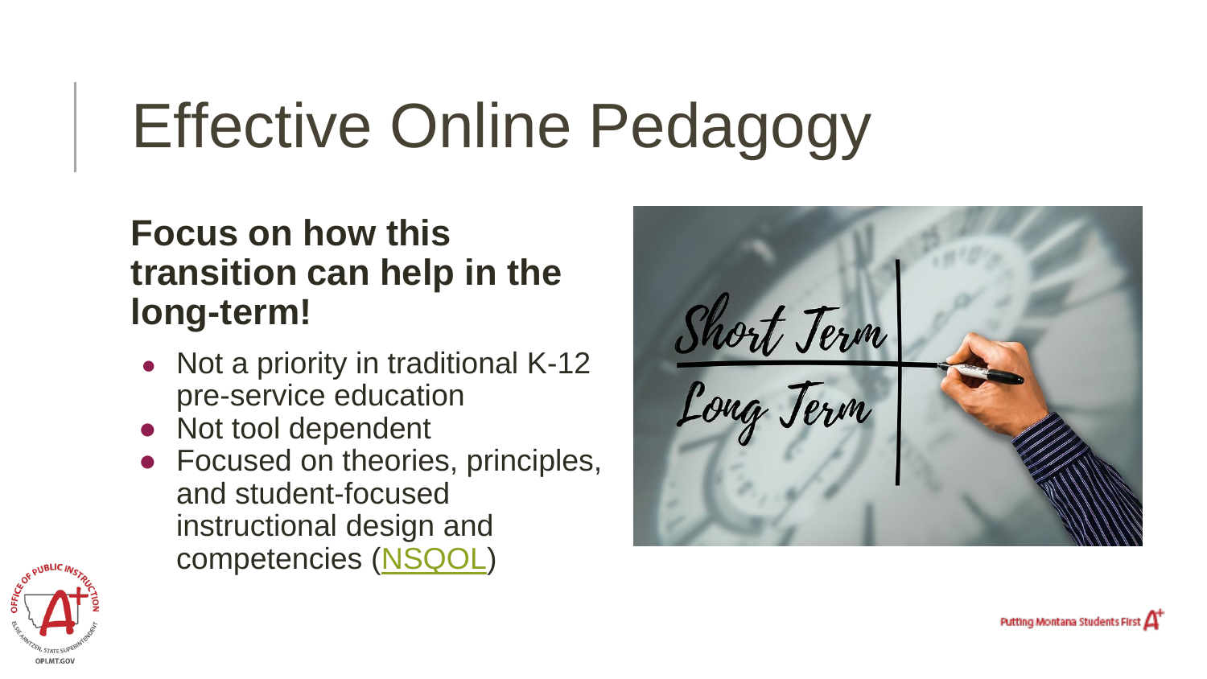# Effective Online Pedagogy

**Focus on how this transition can help in the long-term!**

- Not a priority in traditional K-12 pre-service education
- Not tool dependent
- Focused on theories, principles, and student-focused instructional design and competencies (NSQOL)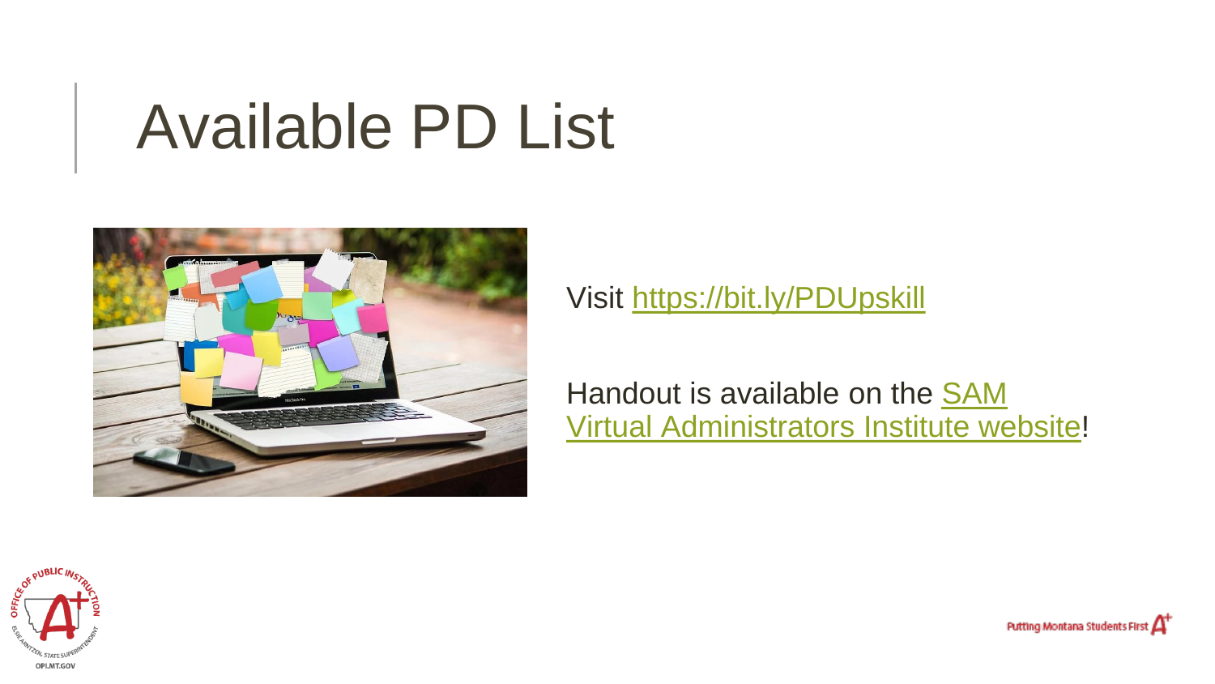# Available PD List

Visit https://bit.ly/PDUpskill

Handout is available on the SAM Virtual Administrators Institute website!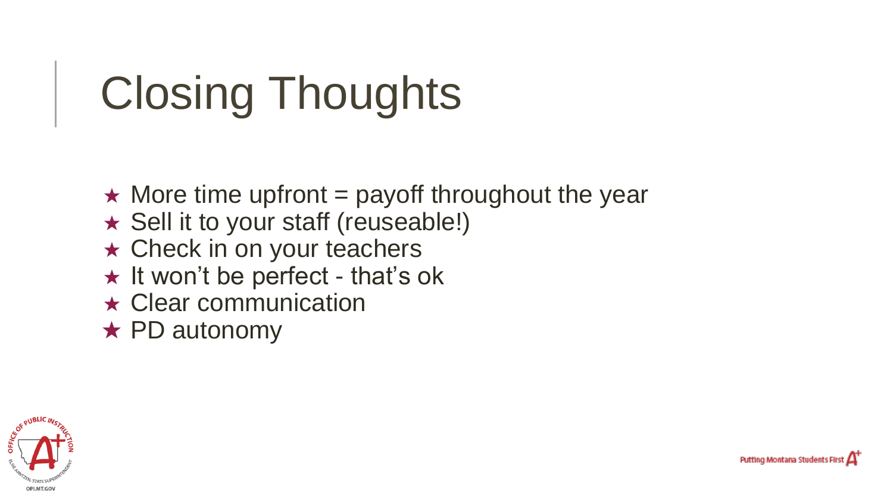# Closing Thoughts

- More time upfront = payoff throughout the year
- Sell it to your staff (reuseable!)
- Check in on your teachers
- It won't be perfect - that's ok
- Clear communication
- PD autonomy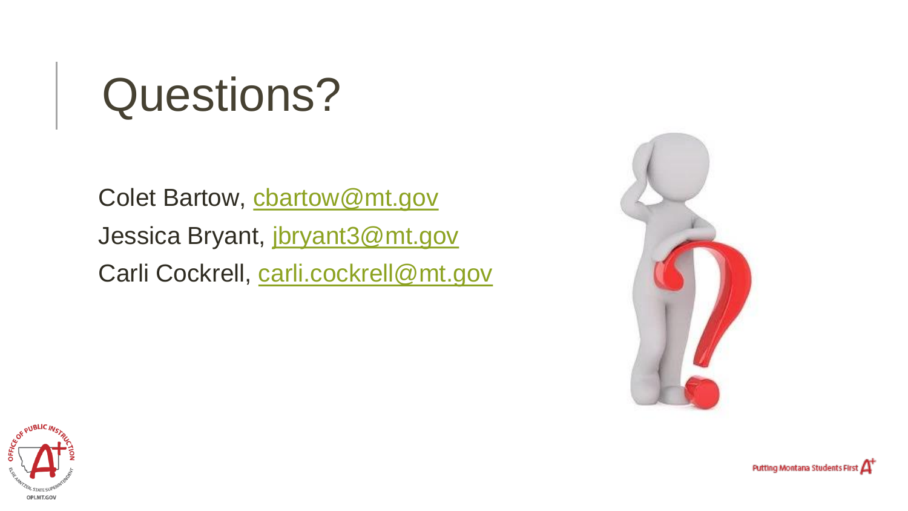# Questions?

Colet Bartow, cbartow@mt.gov

Jessica Bryant, jbryant3@mt.gov

Carli Cockrell, carli.cockrell@mt.gov